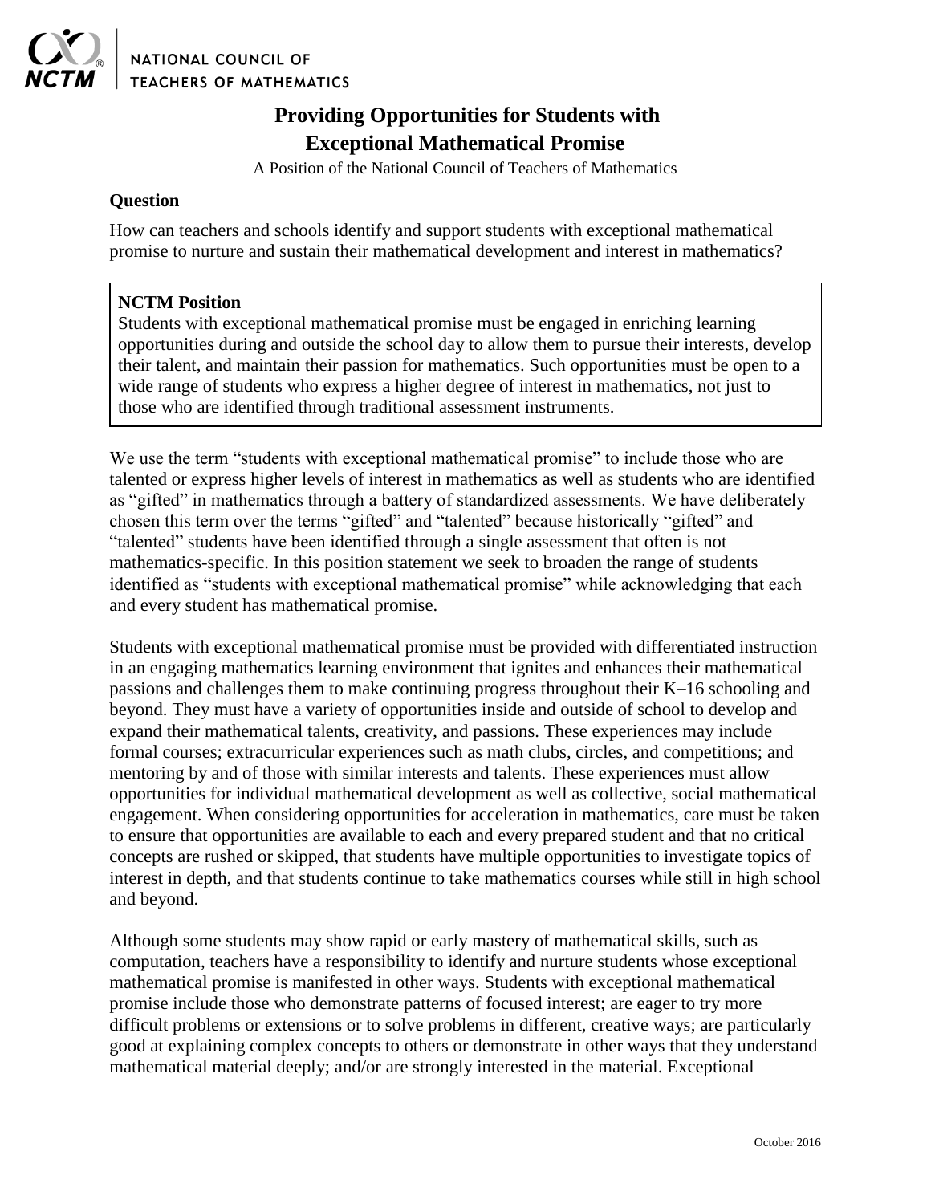# Providing Opportunities for Students with Exceptional Mathematical Promise

A Position of the National Council of Teachers of Mathematics

## Question

How can teachers and schools identify and support students with exceptional mathematical promise to nurture and sustain their mathematical development and interest in mathematics?

> **NCTM Position**
>
> Students with exceptional mathematical promise must be engaged in enriching learning opportunities during and outside the school day to allow them to pursue their interests, develop their talent, and maintain their passion for mathematics. Such opportunities must be open to a wide range of students who express a higher degree of interest in mathematics, not just to those who are identified through traditional assessment instruments.

We use the term "students with exceptional mathematical promise" to include those who are talented or express higher levels of interest in mathematics as well as students who are identified as "gifted" in mathematics through a battery of standardized assessments. We have deliberately chosen this term over the terms "gifted" and "talented" because historically "gifted" and "talented" students have been identified through a single assessment that often is not mathematics-specific. In this position statement we seek to broaden the range of students identified as "students with exceptional mathematical promise" while acknowledging that each and every student has mathematical promise.

Students with exceptional mathematical promise must be provided with differentiated instruction in an engaging mathematics learning environment that ignites and enhances their mathematical passions and challenges them to make continuing progress throughout their K–16 schooling and beyond. They must have a variety of opportunities inside and outside of school to develop and expand their mathematical talents, creativity, and passions. These experiences may include formal courses; extracurricular experiences such as math clubs, circles, and competitions; and mentoring by and of those with similar interests and talents. These experiences must allow opportunities for individual mathematical development as well as collective, social mathematical engagement. When considering opportunities for acceleration in mathematics, care must be taken to ensure that opportunities are available to each and every prepared student and that no critical concepts are rushed or skipped, that students have multiple opportunities to investigate topics of interest in depth, and that students continue to take mathematics courses while still in high school and beyond.

Although some students may show rapid or early mastery of mathematical skills, such as computation, teachers have a responsibility to identify and nurture students whose exceptional mathematical promise is manifested in other ways. Students with exceptional mathematical promise include those who demonstrate patterns of focused interest; are eager to try more difficult problems or extensions or to solve problems in different, creative ways; are particularly good at explaining complex concepts to others or demonstrate in other ways that they understand mathematical material deeply; and/or are strongly interested in the material. Exceptional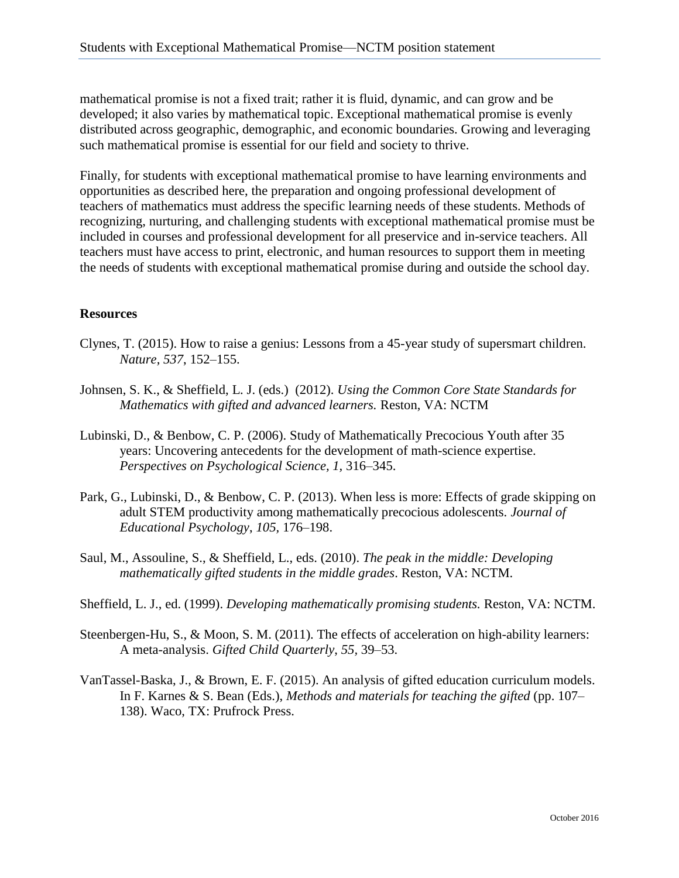mathematical promise is not a fixed trait; rather it is fluid, dynamic, and can grow and be developed; it also varies by mathematical topic. Exceptional mathematical promise is evenly distributed across geographic, demographic, and economic boundaries. Growing and leveraging such mathematical promise is essential for our field and society to thrive.

Finally, for students with exceptional mathematical promise to have learning environments and opportunities as described here, the preparation and ongoing professional development of teachers of mathematics must address the specific learning needs of these students. Methods of recognizing, nurturing, and challenging students with exceptional mathematical promise must be included in courses and professional development for all preservice and in-service teachers. All teachers must have access to print, electronic, and human resources to support them in meeting the needs of students with exceptional mathematical promise during and outside the school day.

**Resources**

Clynes, T. (2015). How to raise a genius: Lessons from a 45-year study of supersmart children. *Nature*, *537*, 152–155.

Johnsen, S. K., & Sheffield, L. J. (eds.) (2012). *Using the Common Core State Standards for Mathematics with gifted and advanced learners.* Reston, VA: NCTM

Lubinski, D., & Benbow, C. P. (2006). Study of Mathematically Precocious Youth after 35 years: Uncovering antecedents for the development of math-science expertise. *Perspectives on Psychological Science, 1,* 316–345.

Park, G., Lubinski, D., & Benbow, C. P. (2013). When less is more: Effects of grade skipping on adult STEM productivity among mathematically precocious adolescents. *Journal of Educational Psychology*, *105*, 176–198.

Saul, M., Assouline, S., & Sheffield, L., eds. (2010). *The peak in the middle: Developing mathematically gifted students in the middle grades*. Reston, VA: NCTM.

Sheffield, L. J., ed. (1999). *Developing mathematically promising students.* Reston, VA: NCTM.

Steenbergen-Hu, S., & Moon, S. M. (2011). The effects of acceleration on high-ability learners: A meta-analysis. *Gifted Child Quarterly*, *55*, 39–53.

VanTassel-Baska, J., & Brown, E. F. (2015). An analysis of gifted education curriculum models. In F. Karnes & S. Bean (Eds.), *Methods and materials for teaching the gifted* (pp. 107–138). Waco, TX: Prufrock Press.

October 2016